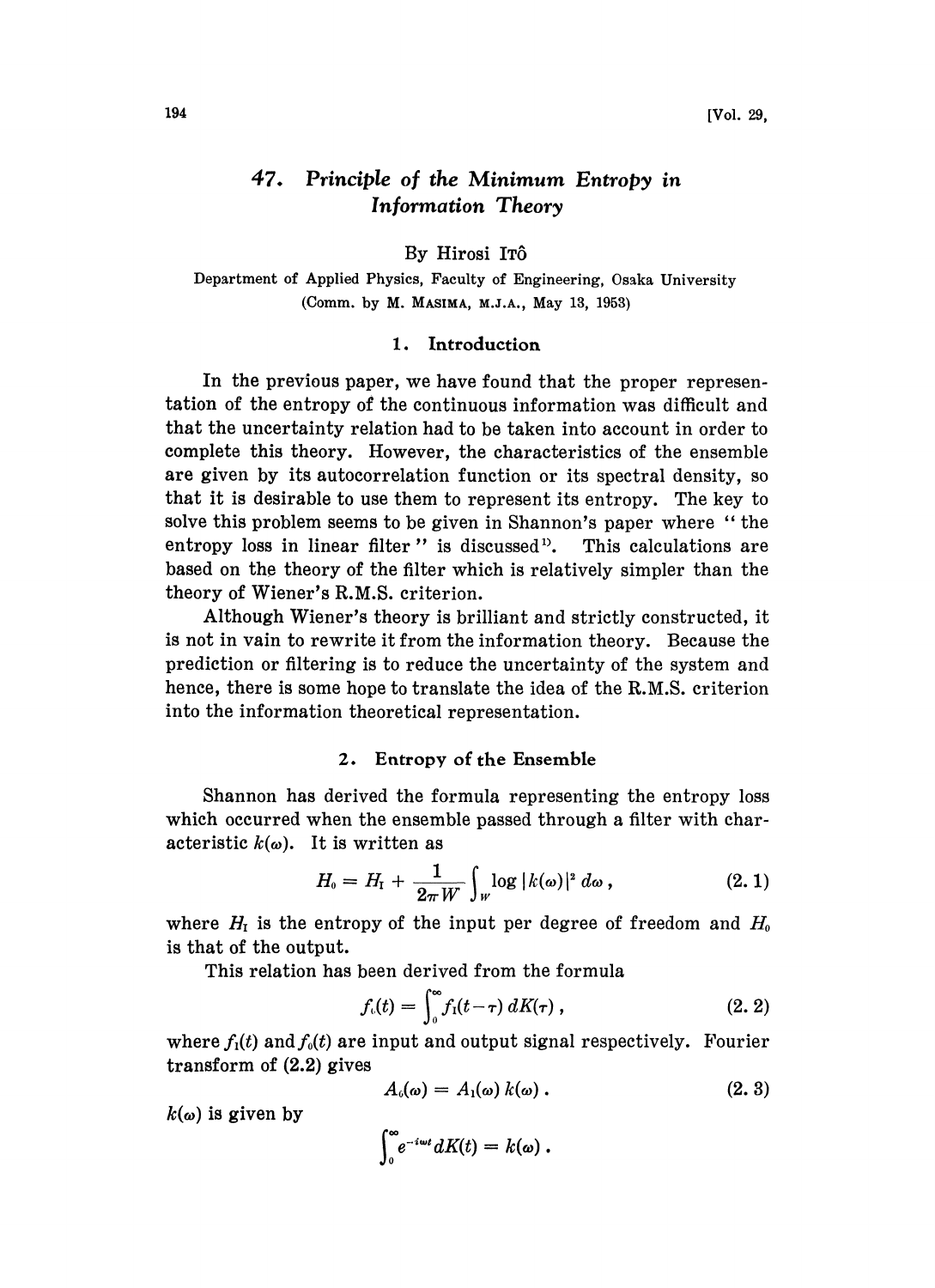# 47. *Principle of the Minimum Entropy in Information Theory*

By Hirosi ITÔ

Department of Applied Physics, Faculty of Engineering, Osaka University
(Comm. by M. MASIMA, M.J.A., May 13, 1953)

## 1. Introduction

In the previous paper, we have found that the proper representation of the entropy of the continuous information was difficult and that the uncertainty relation had to be taken into account in order to complete this theory. However, the characteristics of the ensemble are given by its autocorrelation function or its spectral density, so that it is desirable to use them to represent its entropy. The key to solve this problem seems to be given in Shannon's paper where "the entropy loss in linear filter" is discussed[1]. This calculations are based on the theory of the filter which is relatively simpler than the theory of Wiener's R.M.S. criterion.

Although Wiener's theory is brilliant and strictly constructed, it is not in vain to rewrite it from the information theory. Because the prediction or filtering is to reduce the uncertainty of the system and hence, there is some hope to translate the idea of the R.M.S. criterion into the information theoretical representation.

## 2. Entropy of the Ensemble

Shannon has derived the formula representing the entropy loss which occurred when the ensemble passed through a filter with characteristic $k(\omega)$. It is written as

$$H_0 = H_I + \frac{1}{2\pi W}\int_W \log |k(\omega)|^2 \, d\omega \,, \tag{2.1}$$

where $H_I$ is the entropy of the input per degree of freedom and $H_0$ is that of the output.

This relation has been derived from the formula

$$f_0(t) = \int_0^\infty f_I(t-\tau)\, dK(\tau) \,, \tag{2.2}$$

where $f_I(t)$ and $f_0(t)$ are input and output signal respectively. Fourier transform of (2.2) gives

$$A_0(\omega) = A_I(\omega)\, k(\omega) \,. \tag{2.3}$$

$k(\omega)$ is given by

$$\int_0^\infty e^{-i\omega t} dK(t) = k(\omega) \,.$$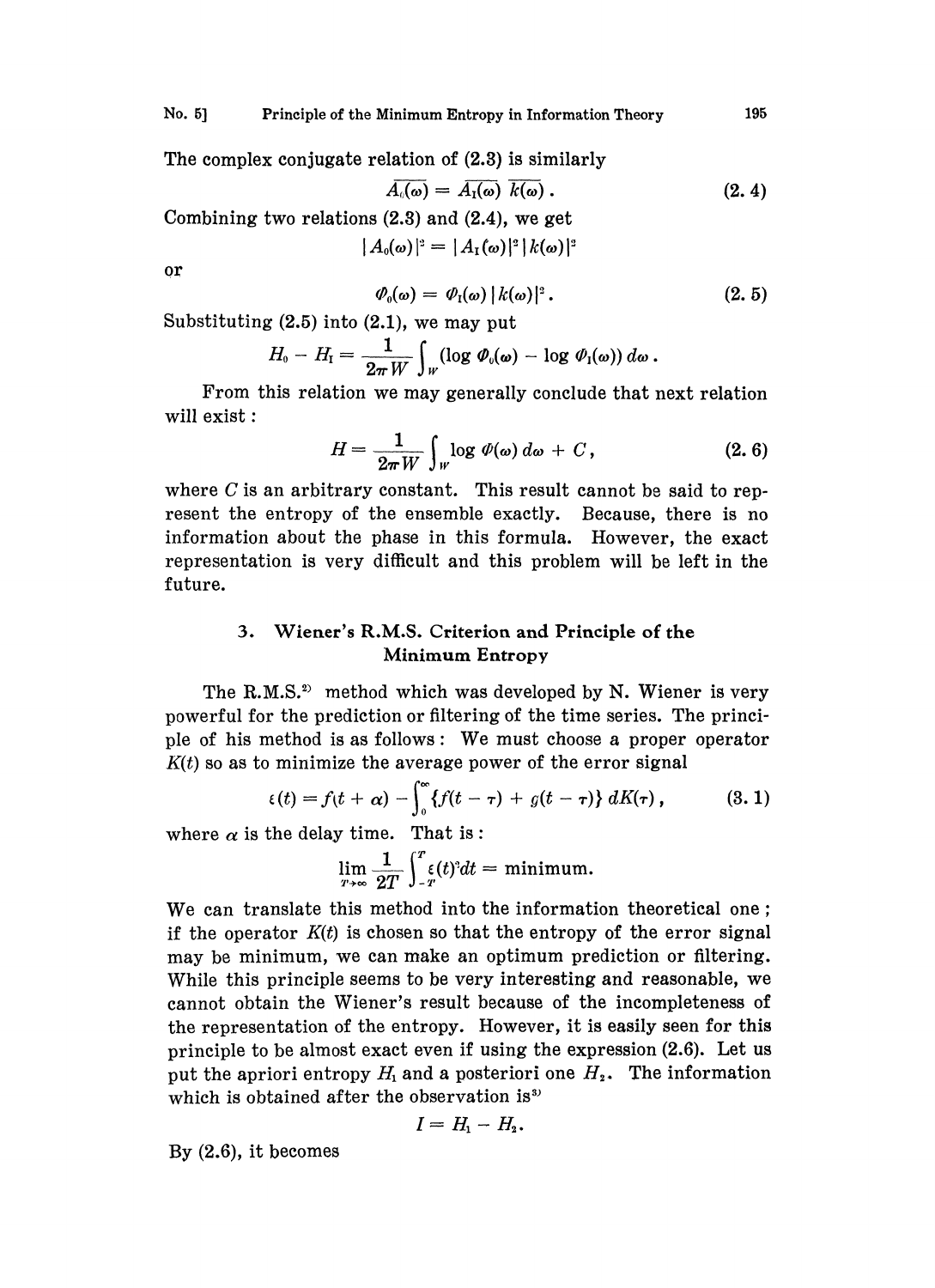The complex conjugate relation of (2.3) is similarly

$$\overline{A_0(\omega)} = \overline{A_I(\omega)}\ \overline{k(\omega)}\,. \tag{2.4}$$

Combining two relations (2.3) and (2.4), we get

$$|A_0(\omega)|^2 = |A_I(\omega)|^2 |k(\omega)|^2$$

or

$$\Phi_0(\omega) = \Phi_I(\omega) |k(\omega)|^2\,. \tag{2.5}$$

Substituting (2.5) into (2.1), we may put

$$H_0 - H_I = \frac{1}{2\pi W}\int_W (\log \Phi_0(\omega) - \log \Phi_I(\omega))\, d\omega\,.$$

From this relation we may generally conclude that next relation will exist:

$$H = \frac{1}{2\pi W}\int_W \log \Phi(\omega)\, d\omega + C\,, \tag{2.6}$$

where $C$ is an arbitrary constant. This result cannot be said to represent the entropy of the ensemble exactly. Because, there is no information about the phase in this formula. However, the exact representation is very difficult and this problem will be left in the future.

## 3. Wiener's R.M.S. Criterion and Principle of the Minimum Entropy

The R.M.S.[2] method which was developed by N. Wiener is very powerful for the prediction or filtering of the time series. The principle of his method is as follows: We must choose a proper operator $K(t)$ so as to minimize the average power of the error signal

$$\varepsilon(t) = f(t+\alpha) - \int_0^\infty \{f(t-\tau) + g(t-\tau)\}\, dK(\tau)\,, \tag{3.1}$$

where $\alpha$ is the delay time. That is:

$$\lim_{T\to\infty}\frac{1}{2T}\int_{-T}^{T}\varepsilon(t)^2 dt = \text{minimum.}$$

We can translate this method into the information theoretical one; if the operator $K(t)$ is chosen so that the entropy of the error signal may be minimum, we can make an optimum prediction or filtering. While this principle seems to be very interesting and reasonable, we cannot obtain the Wiener's result because of the incompleteness of the representation of the entropy. However, it is easily seen for this principle to be almost exact even if using the expression (2.6). Let us put the apriori entropy $H_1$ and a posteriori one $H_2$. The information which is obtained after the observation is[3]

$$I = H_1 - H_2.$$

By (2.6), it becomes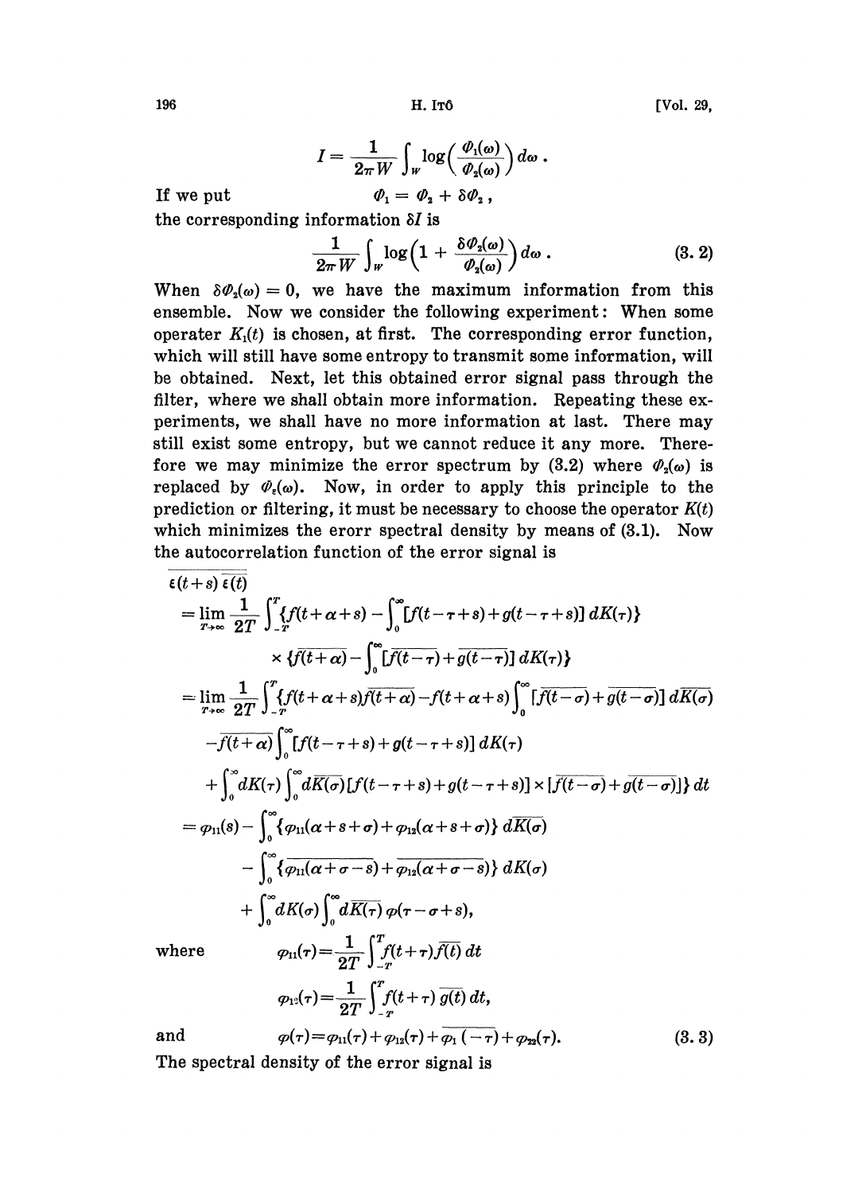$$I = \frac{1}{2\pi W} \int_W \log\left(\frac{\Phi_1(\omega)}{\Phi_2(\omega)}\right) d\omega .$$

If we put

$$\Phi_1 = \Phi_2 + \delta\Phi_2 ,$$

the corresponding information $\delta I$ is

$$\frac{1}{2\pi W} \int_W \log\left(1 + \frac{\delta\Phi_2(\omega)}{\Phi_2(\omega)}\right) d\omega . \tag{3.2}$$

When $\delta\Phi_2(\omega) = 0$, we have the maximum information from this ensemble. Now we consider the following experiment: When some operater $K_1(t)$ is chosen, at first. The corresponding error function, which will still have some entropy to transmit some information, will be obtained. Next, let this obtained error signal pass through the filter, where we shall obtain more information. Repeating these experiments, we shall have no more information at last. There may still exist some entropy, but we cannot reduce it any more. Therefore we may minimize the error spectrum by (3.2) where $\Phi_2(\omega)$ is replaced by $\Phi_\varepsilon(\omega)$. Now, in order to apply this principle to the prediction or filtering, it must be necessary to choose the operator $K(t)$ which minimizes the erorr spectral density by means of (3.1). Now the autocorrelation function of the error signal is

$$\begin{aligned}
&\overline{\varepsilon(t+s)\,\overline{\varepsilon(t)}} \\
&= \lim_{T\to\infty} \frac{1}{2T} \int_{-T}^{T} \{f(t+\alpha+s) - \int_0^\infty [f(t-\tau+s)+g(t-\tau+s)]\, dK(\tau)\} \\
&\qquad \times \{\overline{f(t+\alpha)} - \int_0^\infty [\overline{f(t-\tau)} + \overline{g(t-\tau)}]\, dK(\tau)\} \\
&= \lim_{T\to\infty} \frac{1}{2T} \int_{-T}^{T} \{f(t+\alpha+s)\overline{f(t+\alpha)} - f(t+\alpha+s) \int_0^\infty [\overline{f(t-\sigma)} + \overline{g(t-\sigma)}]\, d\overline{K(\sigma)} \\
&\quad - \overline{f(t+\alpha)} \int_0^\infty [f(t-\tau+s) + g(t-\tau+s)]\, dK(\tau) \\
&\quad + \int_0^\infty dK(\tau) \int_0^\infty d\overline{K(\sigma)} [f(t-\tau+s)+g(t-\tau+s)] \times [\overline{f(t-\sigma)} + \overline{g(t-\sigma)}]\}\, dt \\
&= \varphi_{11}(s) - \int_0^\infty \{\varphi_{11}(\alpha+s+\sigma) + \varphi_{12}(\alpha+s+\sigma)\}\, d\overline{K(\sigma)} \\
&\quad - \int_0^\infty \{\overline{\varphi_{11}(\alpha+\sigma-s)} + \overline{\varphi_{12}(\alpha+\sigma-s)}\}\, dK(\sigma) \\
&\quad + \int_0^\infty dK(\sigma) \int_0^\infty d\overline{K(\tau)}\, \varphi(\tau-\sigma+s),
\end{aligned}$$

where

$$\varphi_{11}(\tau) = \frac{1}{2T} \int_{-T}^{T} f(t+\tau)\overline{f(t)}\, dt$$

$$\varphi_{12}(\tau) = \frac{1}{2T} \int_{-T}^{T} f(t+\tau)\, \overline{g(t)}\, dt,$$

and

$$\varphi(\tau) = \varphi_{11}(\tau) + \varphi_{12}(\tau) + \overline{\varphi_{1}(-\tau)} + \varphi_{22}(\tau). \tag{3.3}$$

The spectral density of the error signal is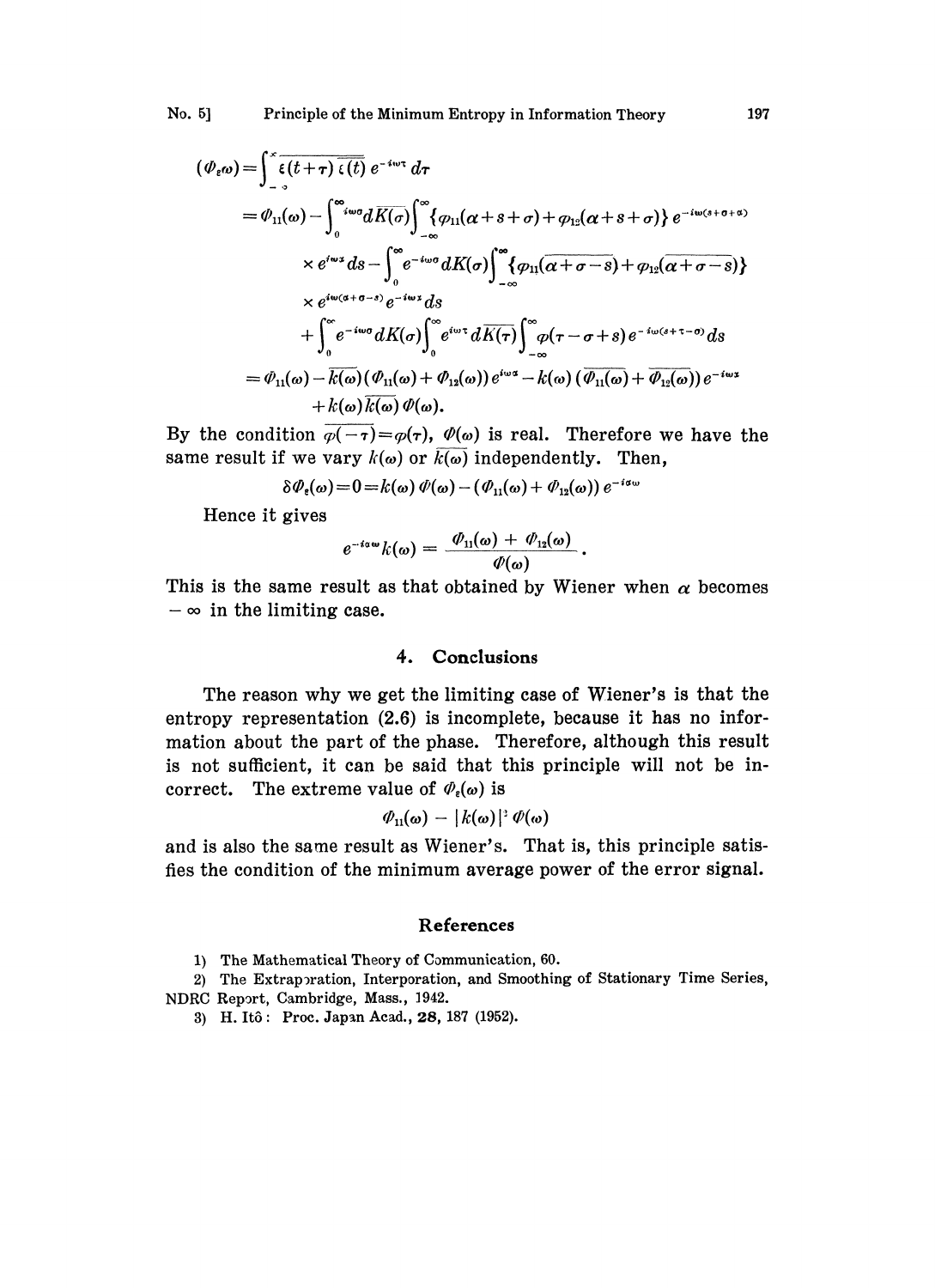$$
\begin{aligned}
(\Phi_{\varepsilon}\omega) &= \int_{-\infty}^{\infty} \overline{\varepsilon(t+\tau)\,\overline{\varepsilon(t)}}\, e^{-i\omega\tau}\, d\tau \\
&= \Phi_{11}(\omega) - \int_{0}^{\infty} e^{i\omega\sigma} d\overline{K(\sigma)} \int_{-\infty}^{\infty} \{\varphi_{11}(\alpha+s+\sigma) + \varphi_{12}(\alpha+s+\sigma)\}\, e^{-i\omega(s+\sigma+\alpha)} \\
&\quad \times e^{i\omega\alpha} ds - \int_{0}^{\infty} e^{-i\omega\sigma} dK(\sigma) \int_{-\infty}^{\infty} \{\varphi_{11}(\overline{\alpha+\sigma-s}) + \varphi_{12}(\overline{\alpha+\sigma-s})\} \\
&\quad \times e^{i\omega(\alpha+\sigma-s)}\, e^{-i\omega\alpha} ds \\
&\quad + \int_{0}^{\infty} e^{-i\omega\sigma} dK(\sigma) \int_{0}^{\infty} e^{i\omega\tau}\, d\overline{K(\tau)} \int_{-\infty}^{\infty} \varphi(\tau-\sigma+s)\, e^{-i\omega(s+\tau-\sigma)} ds \\
&= \Phi_{11}(\omega) - \overline{k(\omega)}\,(\Phi_{11}(\omega) + \Phi_{12}(\omega))\, e^{i\omega\alpha} - k(\omega)\,(\overline{\Phi_{11}(\omega)} + \overline{\Phi_{12}(\omega)})\, e^{-i\omega\alpha} \\
&\quad + k(\omega)\,\overline{k(\omega)}\, \Phi(\omega).
\end{aligned}
$$

By the condition $\overline{\varphi(-\tau)} = \varphi(\tau)$, $\Phi(\omega)$ is real. Therefore we have the same result if we vary $k(\omega)$ or $\overline{k(\omega)}$ independently. Then,

$$
\delta\Phi_{\varepsilon}(\omega) = 0 = k(\omega)\,\Phi(\omega) - (\Phi_{11}(\omega) + \Phi_{12}(\omega))\, e^{-i\alpha\omega}
$$

Hence it gives

$$
e^{-i\alpha\omega} k(\omega) = \frac{\Phi_{11}(\omega) + \Phi_{12}(\omega)}{\Phi(\omega)}.
$$

This is the same result as that obtained by Wiener when $\alpha$ becomes $-\infty$ in the limiting case.

## 4. Conclusions

The reason why we get the limiting case of Wiener's is that the entropy representation (2.6) is incomplete, because it has no information about the part of the phase. Therefore, although this result is not sufficient, it can be said that this principle will not be incorrect. The extreme value of $\Phi_{\varepsilon}(\omega)$ is

$$
\Phi_{11}(\omega) - |k(\omega)|^2\, \Phi(\omega)
$$

and is also the same result as Wiener's. That is, this principle satisfies the condition of the minimum average power of the error signal.

## References

1) The Mathematical Theory of Communication, 60.

2) The Extrapolation, Interporation, and Smoothing of Stationary Time Series, NDRC Report, Cambridge, Mass., 1942.

3) H. Itô: Proc. Japan Acad., **28**, 187 (1952).